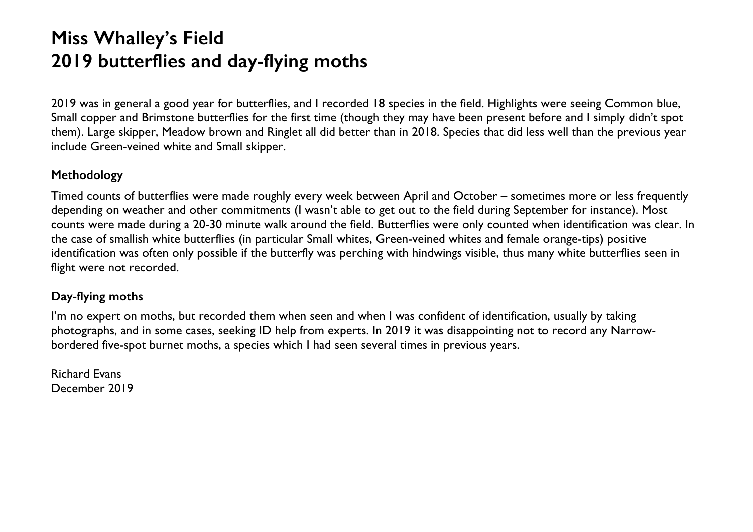# Miss Whalley's Field
# 2019 butterflies and day-flying moths

2019 was in general a good year for butterflies, and I recorded 18 species in the field. Highlights were seeing Common blue, Small copper and Brimstone butterflies for the first time (though they may have been present before and I simply didn't spot them). Large skipper, Meadow brown and Ringlet all did better than in 2018. Species that did less well than the previous year include Green-veined white and Small skipper.

### Methodology

Timed counts of butterflies were made roughly every week between April and October – sometimes more or less frequently depending on weather and other commitments (I wasn't able to get out to the field during September for instance). Most counts were made during a 20-30 minute walk around the field. Butterflies were only counted when identification was clear. In the case of smallish white butterflies (in particular Small whites, Green-veined whites and female orange-tips) positive identification was often only possible if the butterfly was perching with hindwings visible, thus many white butterflies seen in flight were not recorded.

### Day-flying moths

I'm no expert on moths, but recorded them when seen and when I was confident of identification, usually by taking photographs, and in some cases, seeking ID help from experts. In 2019 it was disappointing not to record any Narrow-bordered five-spot burnet moths, a species which I had seen several times in previous years.

Richard Evans
December 2019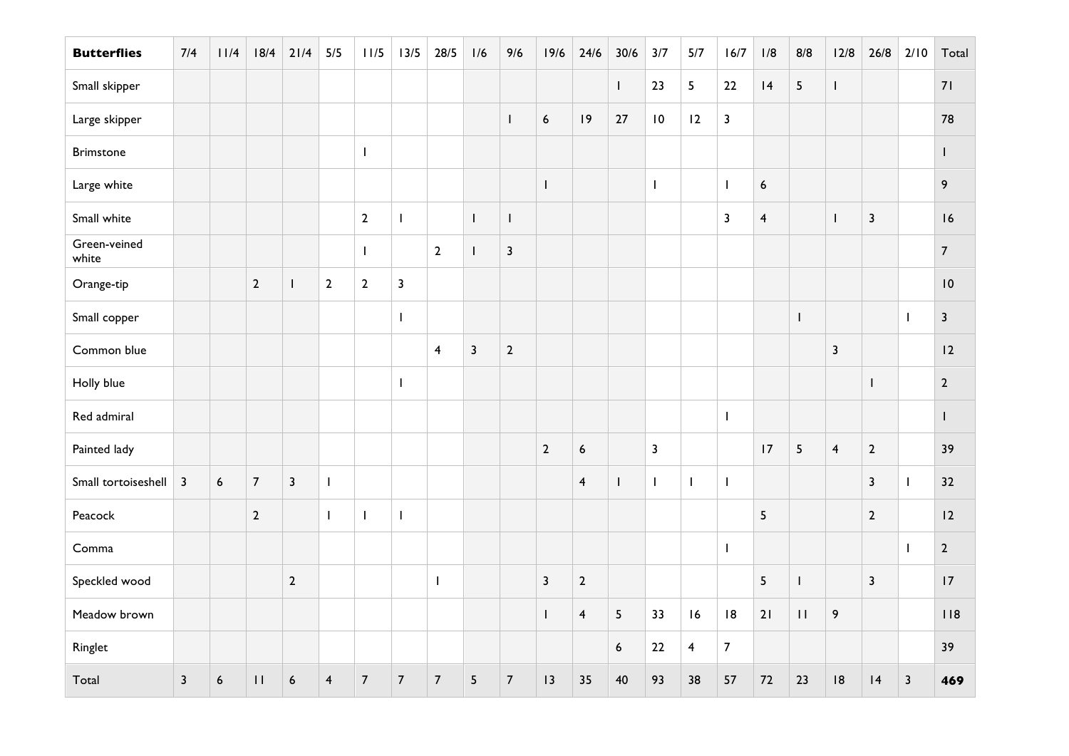| **Butterflies** | 7/4 | 11/4 | 18/4 | 21/4 | 5/5 | 11/5 | 13/5 | 28/5 | 1/6 | 9/6 | 19/6 | 24/6 | 30/6 | 3/7 | 5/7 | 16/7 | 1/8 | 8/8 | 12/8 | 26/8 | 2/10 | Total |
|---|---|---|---|---|---|---|---|---|---|---|---|---|---|---|---|---|---|---|---|---|---|---|
| Small skipper | | | | | | | | | | | | | 1 | 23 | 5 | 22 | 14 | 5 | 1 | | | 71 |
| Large skipper | | | | | | | | | | 1 | 6 | 19 | 27 | 10 | 12 | 3 | | | | | | 78 |
| Brimstone | | | | | | 1 | | | | | | | | | | | | | | | | 1 |
| Large white | | | | | | | | | | | 1 | | | 1 | | 1 | 6 | | | | | 9 |
| Small white | | | | | | 2 | 1 | | 1 | 1 | | | | | | 3 | 4 | | 1 | 3 | | 16 |
| Green-veined white | | | | | | 1 | | 2 | 1 | 3 | | | | | | | | | | | | 7 |
| Orange-tip | | | 2 | 1 | 2 | 2 | 3 | | | | | | | | | | | | | | | 10 |
| Small copper | | | | | | | 1 | | | | | | | | | | | 1 | | | 1 | 3 |
| Common blue | | | | | | | | 4 | 3 | 2 | | | | | | | | | 3 | | | 12 |
| Holly blue | | | | | | | 1 | | | | | | | | | | | | | 1 | | 2 |
| Red admiral | | | | | | | | | | | | | | | | 1 | | | | | | 1 |
| Painted lady | | | | | | | | | | | 2 | 6 | | 3 | | | 17 | 5 | 4 | 2 | | 39 |
| Small tortoiseshell | 3 | 6 | 7 | 3 | 1 | | | | | | | 4 | 1 | 1 | 1 | 1 | | | | 3 | 1 | 32 |
| Peacock | | | 2 | | 1 | 1 | 1 | | | | | | | | | | 5 | | | 2 | | 12 |
| Comma | | | | | | | | | | | | | | | | 1 | | | | | 1 | 2 |
| Speckled wood | | | | 2 | | | | 1 | | | 3 | 2 | | | | | 5 | 1 | | 3 | | 17 |
| Meadow brown | | | | | | | | | | | 1 | 4 | 5 | 33 | 16 | 18 | 21 | 11 | 9 | | | 118 |
| Ringlet | | | | | | | | | | | | | 6 | 22 | 4 | 7 | | | | | | 39 |
| Total | 3 | 6 | 11 | 6 | 4 | 7 | 7 | 7 | 5 | 7 | 13 | 35 | 40 | 93 | 38 | 57 | 72 | 23 | 18 | 14 | 3 | **469** |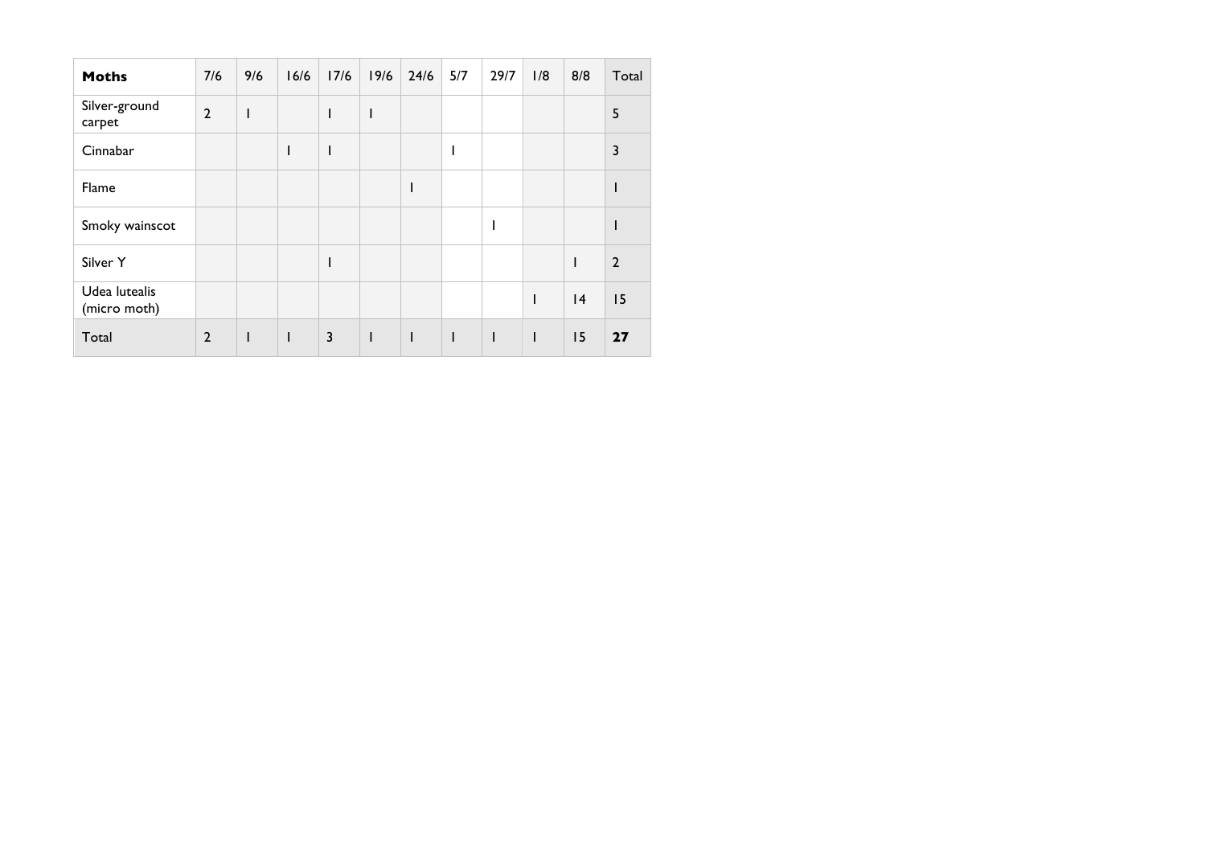| **Moths** | 7/6 | 9/6 | 16/6 | 17/6 | 19/6 | 24/6 | 5/7 | 29/7 | 1/8 | 8/8 | Total |
|---|---|---|---|---|---|---|---|---|---|---|---|
| Silver-ground carpet | 2 | 1 | | 1 | 1 | | | | | | 5 |
| Cinnabar | | | 1 | 1 | | | 1 | | | | 3 |
| Flame | | | | | | 1 | | | | | 1 |
| Smoky wainscot | | | | | | | | 1 | | | 1 |
| Silver Y | | | | 1 | | | | | | 1 | 2 |
| Udea lutealis (micro moth) | | | | | | | | | 1 | 14 | 15 |
| Total | 2 | 1 | 1 | 3 | 1 | 1 | 1 | 1 | 1 | 15 | **27** |